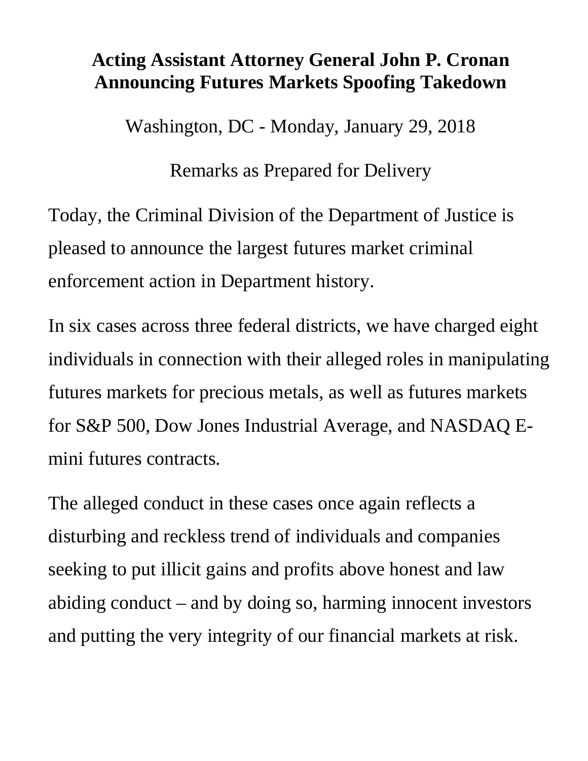# Acting Assistant Attorney General John P. Cronan Announcing Futures Markets Spoofing Takedown

Washington, DC - Monday, January 29, 2018

Remarks as Prepared for Delivery

Today, the Criminal Division of the Department of Justice is pleased to announce the largest futures market criminal enforcement action in Department history.

In six cases across three federal districts, we have charged eight individuals in connection with their alleged roles in manipulating futures markets for precious metals, as well as futures markets for S&P 500, Dow Jones Industrial Average, and NASDAQ E-mini futures contracts.

The alleged conduct in these cases once again reflects a disturbing and reckless trend of individuals and companies seeking to put illicit gains and profits above honest and law abiding conduct – and by doing so, harming innocent investors and putting the very integrity of our financial markets at risk.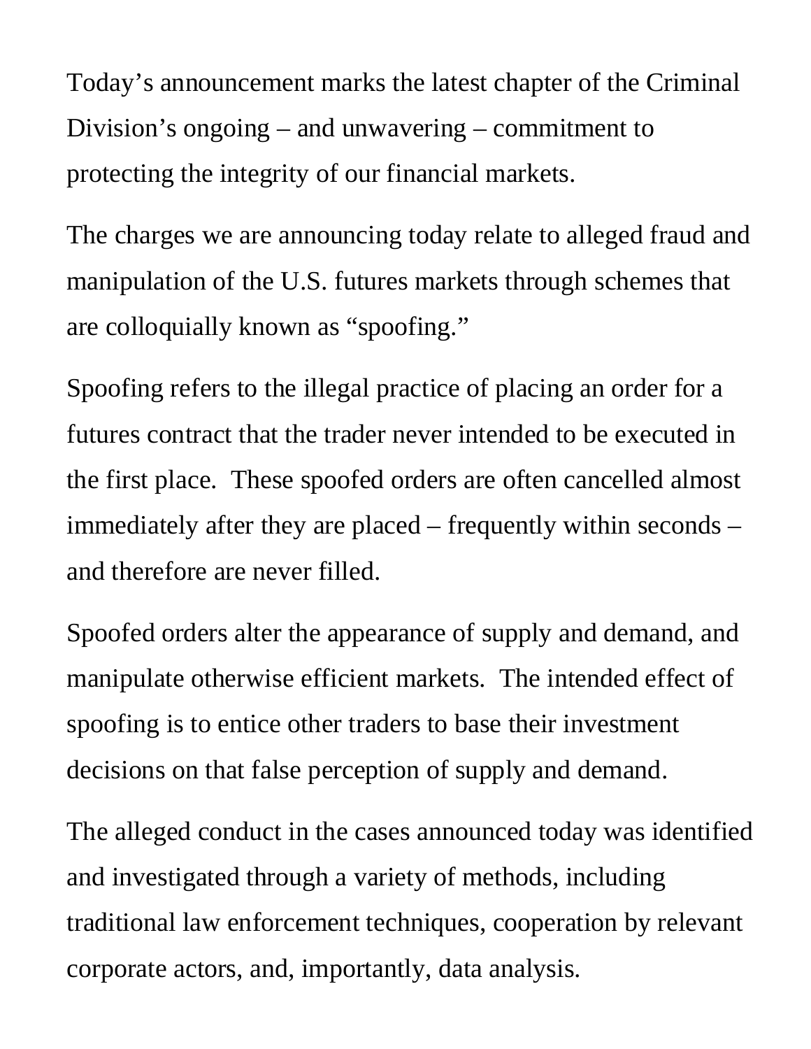Today's announcement marks the latest chapter of the Criminal Division's ongoing – and unwavering – commitment to protecting the integrity of our financial markets.

The charges we are announcing today relate to alleged fraud and manipulation of the U.S. futures markets through schemes that are colloquially known as "spoofing."

Spoofing refers to the illegal practice of placing an order for a futures contract that the trader never intended to be executed in the first place. These spoofed orders are often cancelled almost immediately after they are placed – frequently within seconds – and therefore are never filled.

Spoofed orders alter the appearance of supply and demand, and manipulate otherwise efficient markets. The intended effect of spoofing is to entice other traders to base their investment decisions on that false perception of supply and demand.

The alleged conduct in the cases announced today was identified and investigated through a variety of methods, including traditional law enforcement techniques, cooperation by relevant corporate actors, and, importantly, data analysis.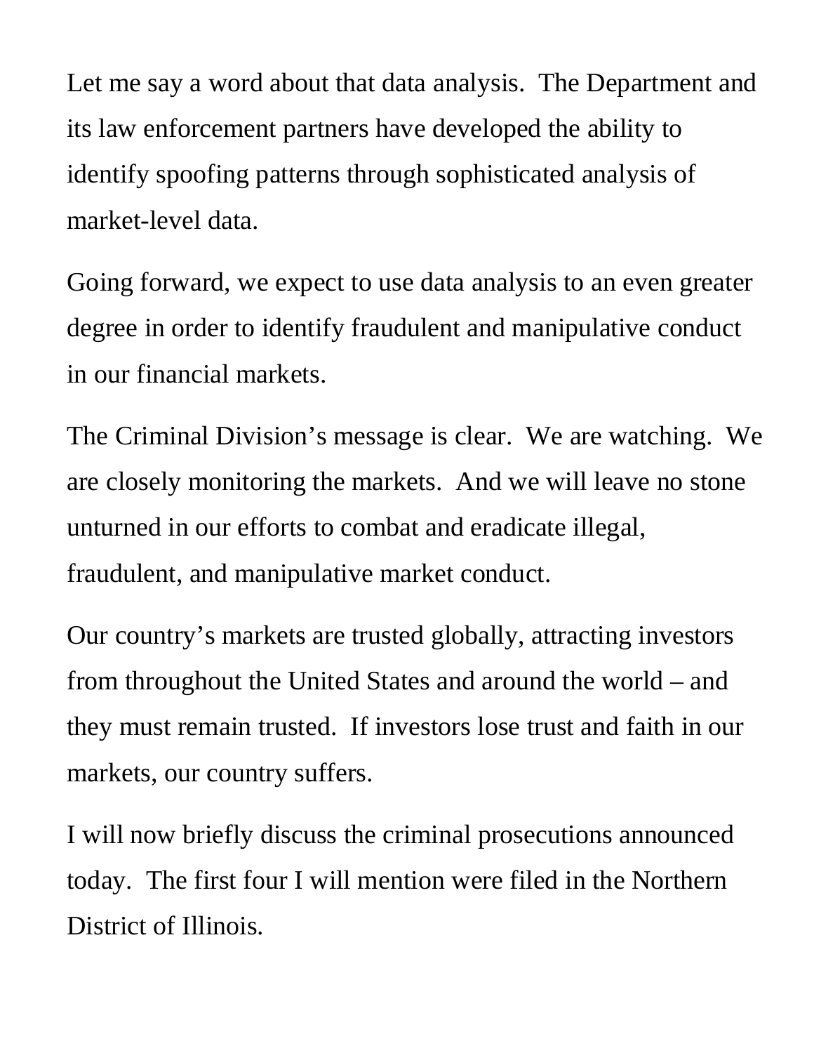Let me say a word about that data analysis.  The Department and its law enforcement partners have developed the ability to identify spoofing patterns through sophisticated analysis of market-level data.

Going forward, we expect to use data analysis to an even greater degree in order to identify fraudulent and manipulative conduct in our financial markets.

The Criminal Division's message is clear.  We are watching.  We are closely monitoring the markets.  And we will leave no stone unturned in our efforts to combat and eradicate illegal, fraudulent, and manipulative market conduct.

Our country's markets are trusted globally, attracting investors from throughout the United States and around the world – and they must remain trusted.  If investors lose trust and faith in our markets, our country suffers.

I will now briefly discuss the criminal prosecutions announced today.  The first four I will mention were filed in the Northern District of Illinois.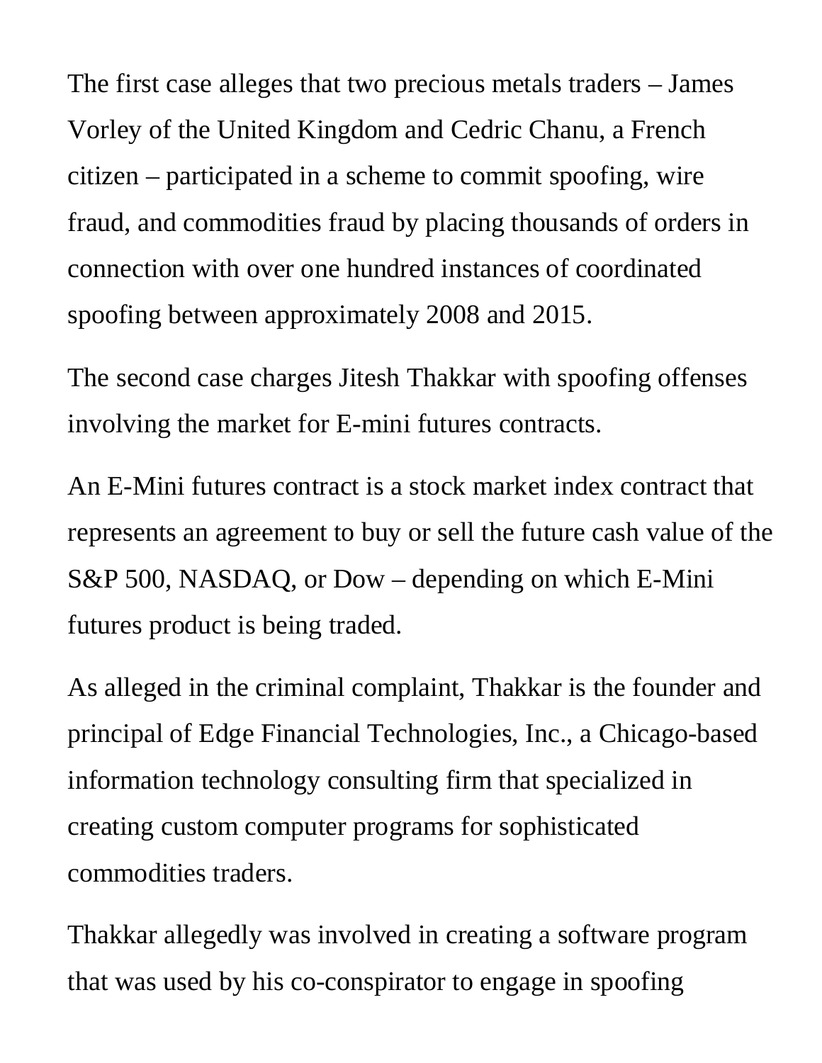The first case alleges that two precious metals traders – James Vorley of the United Kingdom and Cedric Chanu, a French citizen – participated in a scheme to commit spoofing, wire fraud, and commodities fraud by placing thousands of orders in connection with over one hundred instances of coordinated spoofing between approximately 2008 and 2015.

The second case charges Jitesh Thakkar with spoofing offenses involving the market for E-mini futures contracts.

An E-Mini futures contract is a stock market index contract that represents an agreement to buy or sell the future cash value of the S&P 500, NASDAQ, or Dow – depending on which E-Mini futures product is being traded.

As alleged in the criminal complaint, Thakkar is the founder and principal of Edge Financial Technologies, Inc., a Chicago-based information technology consulting firm that specialized in creating custom computer programs for sophisticated commodities traders.

Thakkar allegedly was involved in creating a software program that was used by his co-conspirator to engage in spoofing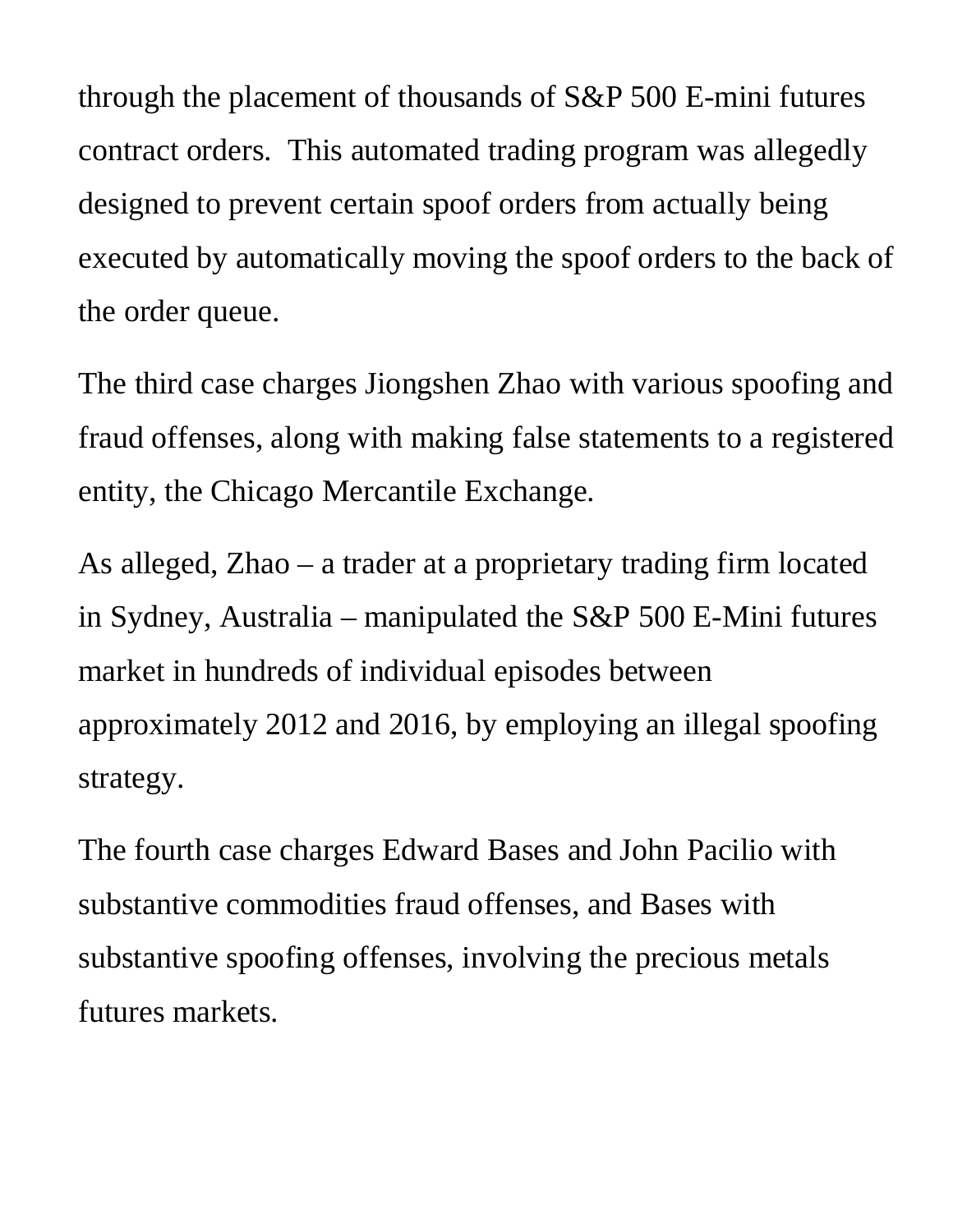through the placement of thousands of S&P 500 E-mini futures contract orders. This automated trading program was allegedly designed to prevent certain spoof orders from actually being executed by automatically moving the spoof orders to the back of the order queue.

The third case charges Jiongshen Zhao with various spoofing and fraud offenses, along with making false statements to a registered entity, the Chicago Mercantile Exchange.

As alleged, Zhao – a trader at a proprietary trading firm located in Sydney, Australia – manipulated the S&P 500 E-Mini futures market in hundreds of individual episodes between approximately 2012 and 2016, by employing an illegal spoofing strategy.

The fourth case charges Edward Bases and John Pacilio with substantive commodities fraud offenses, and Bases with substantive spoofing offenses, involving the precious metals futures markets.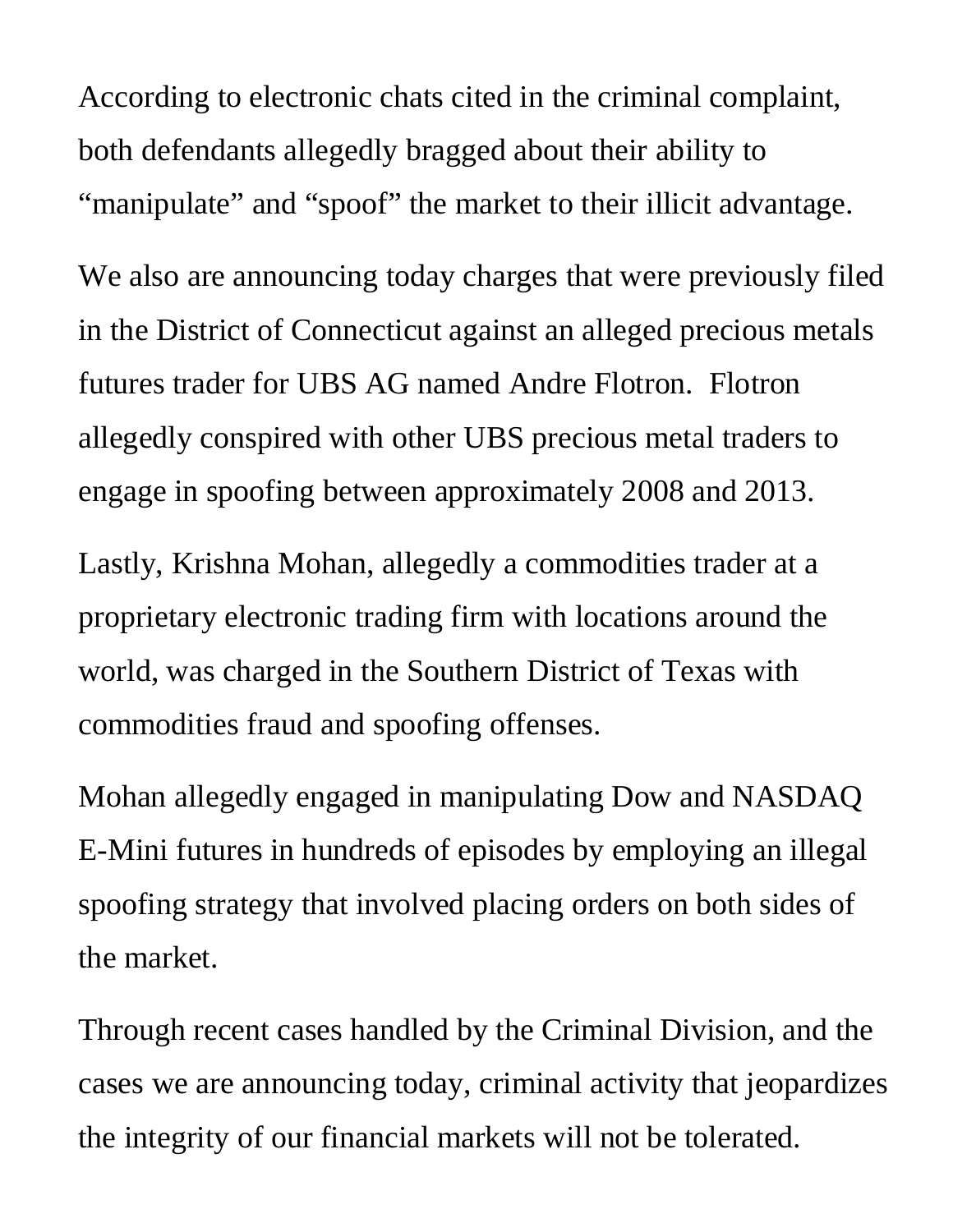According to electronic chats cited in the criminal complaint, both defendants allegedly bragged about their ability to "manipulate" and "spoof" the market to their illicit advantage.

We also are announcing today charges that were previously filed in the District of Connecticut against an alleged precious metals futures trader for UBS AG named Andre Flotron. Flotron allegedly conspired with other UBS precious metal traders to engage in spoofing between approximately 2008 and 2013.

Lastly, Krishna Mohan, allegedly a commodities trader at a proprietary electronic trading firm with locations around the world, was charged in the Southern District of Texas with commodities fraud and spoofing offenses.

Mohan allegedly engaged in manipulating Dow and NASDAQ E-Mini futures in hundreds of episodes by employing an illegal spoofing strategy that involved placing orders on both sides of the market.

Through recent cases handled by the Criminal Division, and the cases we are announcing today, criminal activity that jeopardizes the integrity of our financial markets will not be tolerated.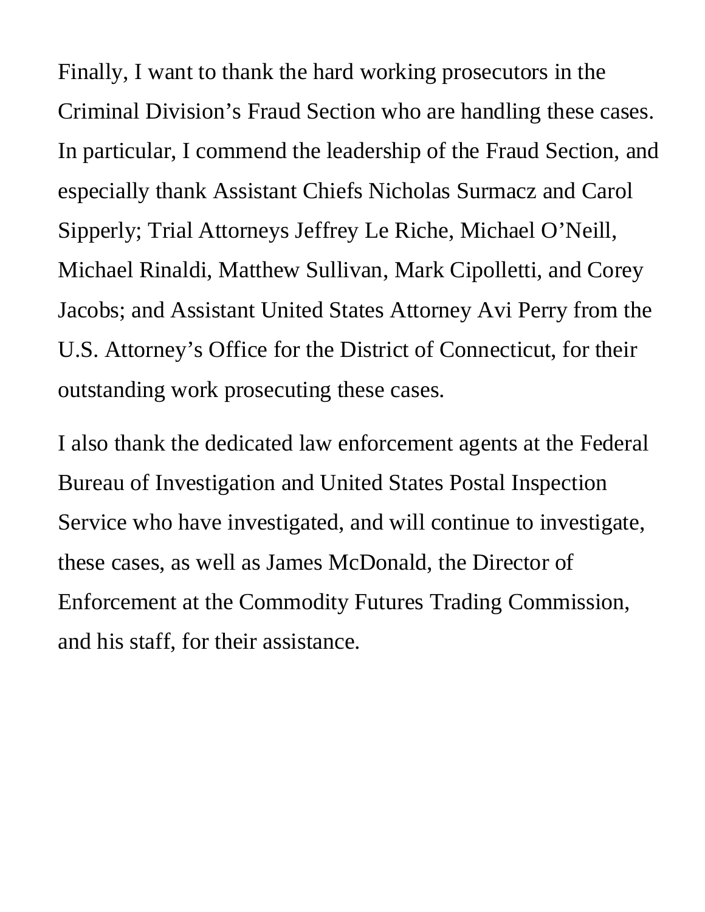Finally, I want to thank the hard working prosecutors in the Criminal Division's Fraud Section who are handling these cases. In particular, I commend the leadership of the Fraud Section, and especially thank Assistant Chiefs Nicholas Surmacz and Carol Sipperly; Trial Attorneys Jeffrey Le Riche, Michael O'Neill, Michael Rinaldi, Matthew Sullivan, Mark Cipolletti, and Corey Jacobs; and Assistant United States Attorney Avi Perry from the U.S. Attorney's Office for the District of Connecticut, for their outstanding work prosecuting these cases.

I also thank the dedicated law enforcement agents at the Federal Bureau of Investigation and United States Postal Inspection Service who have investigated, and will continue to investigate, these cases, as well as James McDonald, the Director of Enforcement at the Commodity Futures Trading Commission, and his staff, for their assistance.